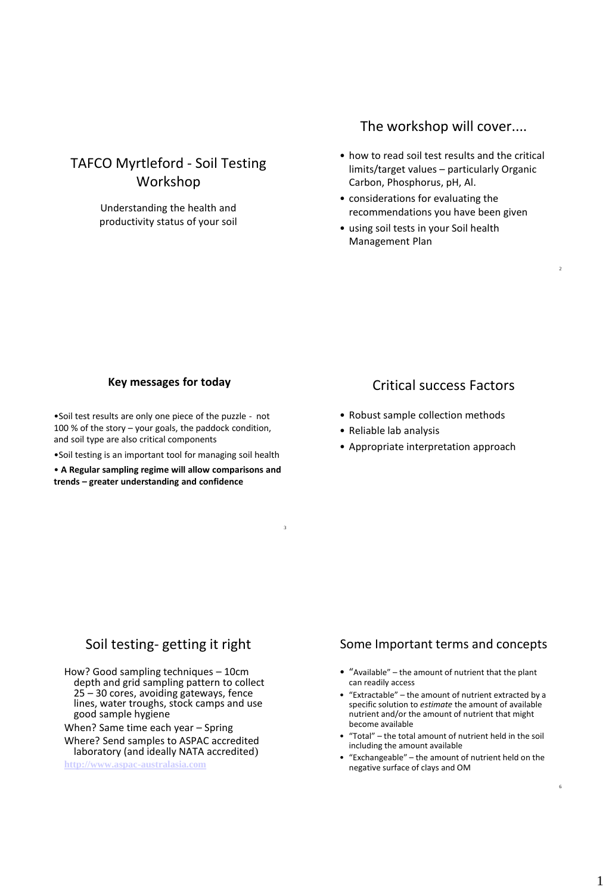# TAFCO Myrtleford - Soil Testing Workshop

Understanding the health and productivity status of your soil

## The workshop will cover....

- how to read soil test results and the critical limits/target values – particularly Organic Carbon, Phosphorus, pH, Al.
- considerations for evaluating the recommendations you have been given
- using soil tests in your Soil health Management Plan

## Key messages for today

- Soil test results are only one piece of the puzzle - not 100 % of the story – your goals, the paddock condition, and soil type are also critical components
- Soil testing is an important tool for managing soil health
- **A Regular sampling regime will allow comparisons and trends – greater understanding and confidence**

## Critical success Factors

- Robust sample collection methods
- Reliable lab analysis
- Appropriate interpretation approach

## Soil testing- getting it right

How? Good sampling techniques – 10cm depth and grid sampling pattern to collect 25 – 30 cores, avoiding gateways, fence lines, water troughs, stock camps and use good sample hygiene

When? Same time each year – Spring

Where? Send samples to ASPAC accredited laboratory (and ideally NATA accredited)

http://www.aspac-australasia.com

## Some Important terms and concepts

- "Available" – the amount of nutrient that the plant can readily access
- "Extractable" – the amount of nutrient extracted by a specific solution to *estimate* the amount of available nutrient and/or the amount of nutrient that might become available
- "Total" – the total amount of nutrient held in the soil including the amount available
- "Exchangeable" – the amount of nutrient held on the negative surface of clays and OM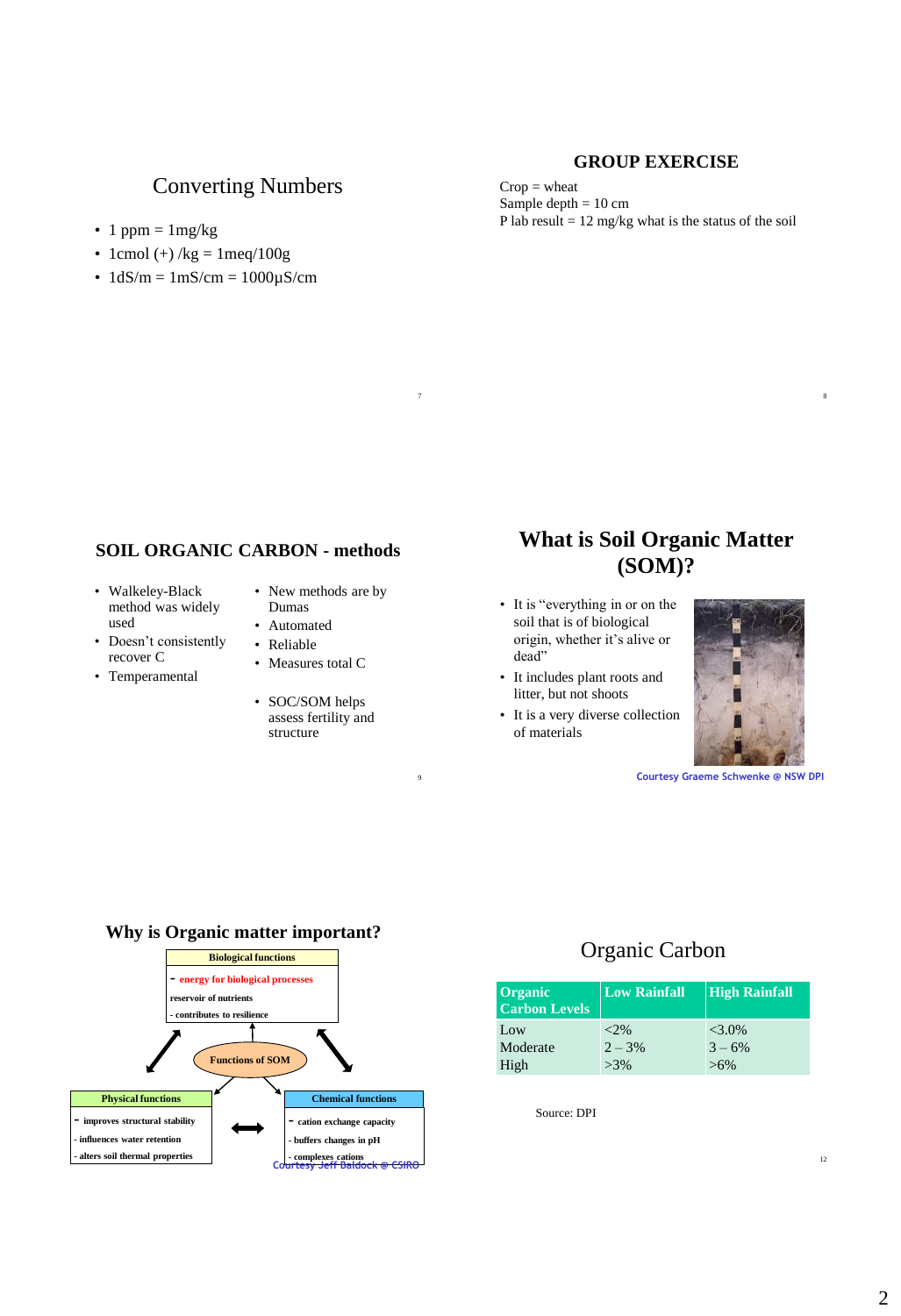## Converting Numbers

- 1 ppm = 1mg/kg
- 1cmol (+) /kg = 1meq/100g
- 1dS/m = 1mS/cm = 1000μS/cm

## GROUP EXERCISE

Crop = wheat
Sample depth = 10 cm
P lab result = 12 mg/kg what is the status of the soil

## SOIL ORGANIC CARBON - methods

- Walkeley-Black method was widely used
- Doesn't consistently recover C
- Temperamental

- New methods are by Dumas
- Automated
- Reliable
- Measures total C

- SOC/SOM helps assess fertility and structure

## What is Soil Organic Matter (SOM)?

- It is "everything in or on the soil that is of biological origin, whether it's alive or dead"
- It includes plant roots and litter, but not shoots
- It is a very diverse collection of materials

Courtesy Graeme Schwenke @ NSW DPI

## Why is Organic matter important?

**Functions of SOM**

**Biological functions**
- energy for biological processes
- reservoir of nutrients
- contributes to resilience

**Physical functions**
- improves structural stability
- influences water retention
- alters soil thermal properties

**Chemical functions**
- cation exchange capacity
- buffers changes in pH
- complexes cations

Courtesy Jeff Baldock @ CSIRO

## Organic Carbon

| Organic Carbon Levels | Low Rainfall | High Rainfall |
|---|---|---|
| Low | <2% | <3.0% |
| Moderate | 2 – 3% | 3 – 6% |
| High | >3% | >6% |

Source: DPI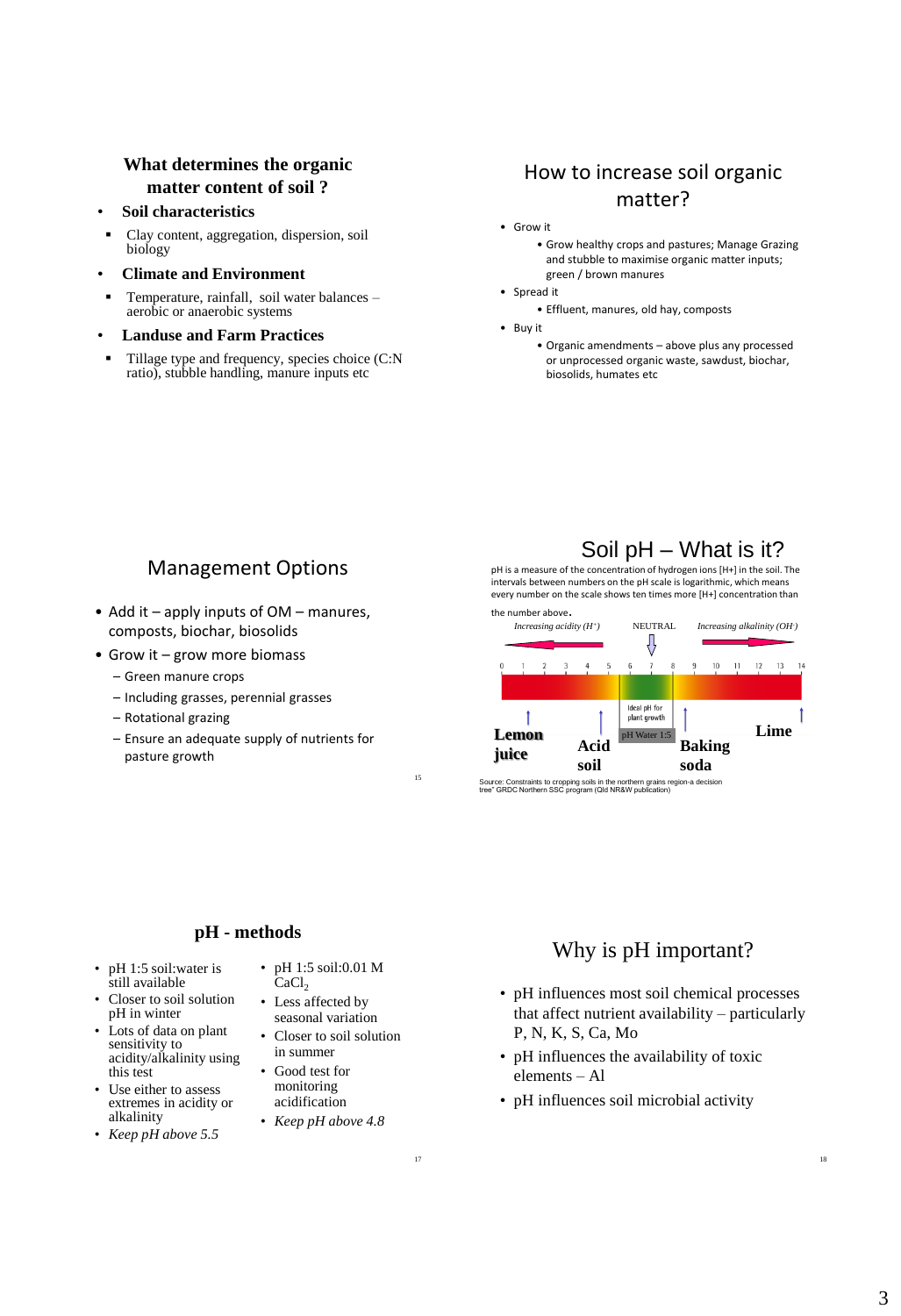## What determines the organic matter content of soil ?

- **Soil characteristics**
  - Clay content, aggregation, dispersion, soil biology
- **Climate and Environment**
  - Temperature, rainfall, soil water balances – aerobic or anaerobic systems
- **Landuse and Farm Practices**
  - Tillage type and frequency, species choice (C:N ratio), stubble handling, manure inputs etc

## How to increase soil organic matter?

- Grow it
  - Grow healthy crops and pastures; Manage Grazing and stubble to maximise organic matter inputs; green / brown manures
- Spread it
  - Effluent, manures, old hay, composts
- Buy it
  - Organic amendments – above plus any processed or unprocessed organic waste, sawdust, biochar, biosolids, humates etc

## Management Options

- Add it – apply inputs of OM – manures, composts, biochar, biosolids
- Grow it – grow more biomass
  - Green manure crops
  - Including grasses, perennial grasses
  - Rotational grazing
  - Ensure an adequate supply of nutrients for pasture growth

## Soil pH – What is it?

pH is a measure of the concentration of hydrogen ions [H+] in the soil. The intervals between numbers on the pH scale is logarithmic, which means every number on the scale shows ten times more [H+] concentration than the number above.

*Increasing acidity ($H^+$)* NEUTRAL *Increasing alkalinity ($OH^-$)*

0 1 2 3 4 5 6 7 8 9 10 11 12 13 14

Ideal pH for plant growth

pH Water 1:5

**Lemon juice** **Acid soil** **Baking soda** **Lime**

Source: Constraints to cropping soils in the northern grains region-a decision tree" GRDC Northern SSC program (Qld NR&W publication)

## pH - methods

- pH 1:5 soil:water is still available
- Closer to soil solution pH in winter
- Lots of data on plant sensitivity to acidity/alkalinity using this test
- Use either to assess extremes in acidity or alkalinity
- *Keep pH above 5.5*

- pH 1:5 soil:0.01 M $CaCl_2$
- Less affected by seasonal variation
- Closer to soil solution in summer
- Good test for monitoring acidification
- *Keep pH above 4.8*

## Why is pH important?

- pH influences most soil chemical processes that affect nutrient availability – particularly P, N, K, S, Ca, Mo
- pH influences the availability of toxic elements – Al
- pH influences soil microbial activity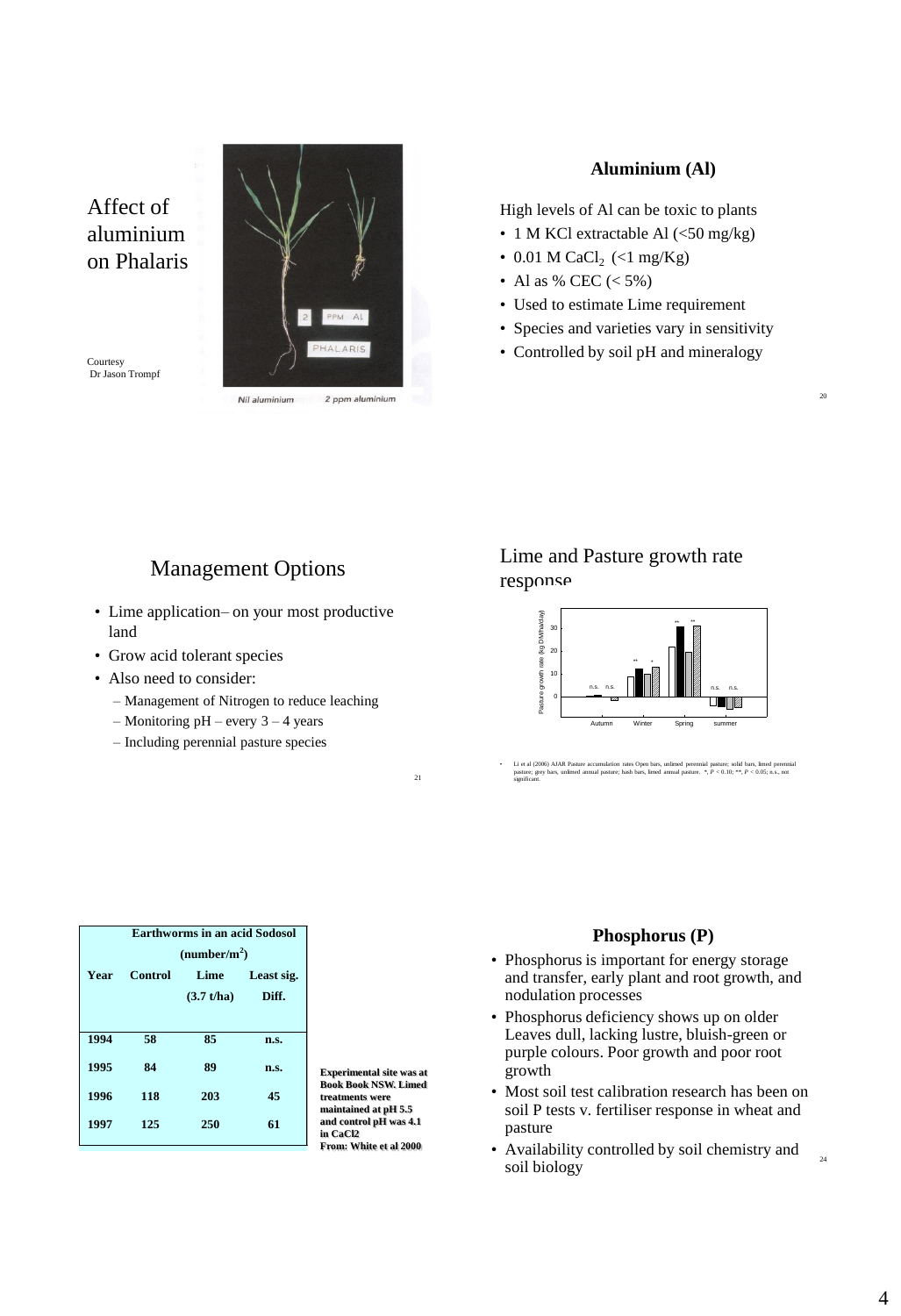Affect of aluminium on Phalaris

Courtesy
Dr Jason Trompf

Nil aluminium    2 ppm aluminium

## Aluminium (Al)

High levels of Al can be toxic to plants

- 1 M KCl extractable Al (<50 mg/kg)
- 0.01 M $CaCl_2$ (<1 mg/Kg)
- Al as % CEC (< 5%)
- Used to estimate Lime requirement
- Species and varieties vary in sensitivity
- Controlled by soil pH and mineralogy

## Management Options

- Lime application– on your most productive land
- Grow acid tolerant species
- Also need to consider:
  - Management of Nitrogen to reduce leaching
  - Monitoring pH – every 3 – 4 years
  - Including perennial pasture species

## Lime and Pasture growth rate response

- Li et al (2006) AJAR Pasture accumulation rates Open bars, unlimed perennial pasture; solid bars, limed perennial pasture; grey bars, unlimed annual pasture; hash bars, limed annual pasture. *, $P < 0.10$; **, $P < 0.05$; n.s., not significant.

| Earthworms in an acid Sodosol (number/m$^2$) | | | |
|---|---|---|---|
| Year | Control | Lime (3.7 t/ha) | Least sig. Diff. |
| 1994 | 58 | 85 | n.s. |
| 1995 | 84 | 89 | n.s. |
| 1996 | 118 | 203 | 45 |
| 1997 | 125 | 250 | 61 |

**Experimental site was at Book Book NSW. Limed treatments were maintained at pH 5.5 and control pH was 4.1 in CaCl2**
**From: White et al 2000**

## Phosphorus (P)

- Phosphorus is important for energy storage and transfer, early plant and root growth, and nodulation processes
- Phosphorus deficiency shows up on older Leaves dull, lacking lustre, bluish-green or purple colours. Poor growth and poor root growth
- Most soil test calibration research has been on soil P tests v. fertiliser response in wheat and pasture
- Availability controlled by soil chemistry and soil biology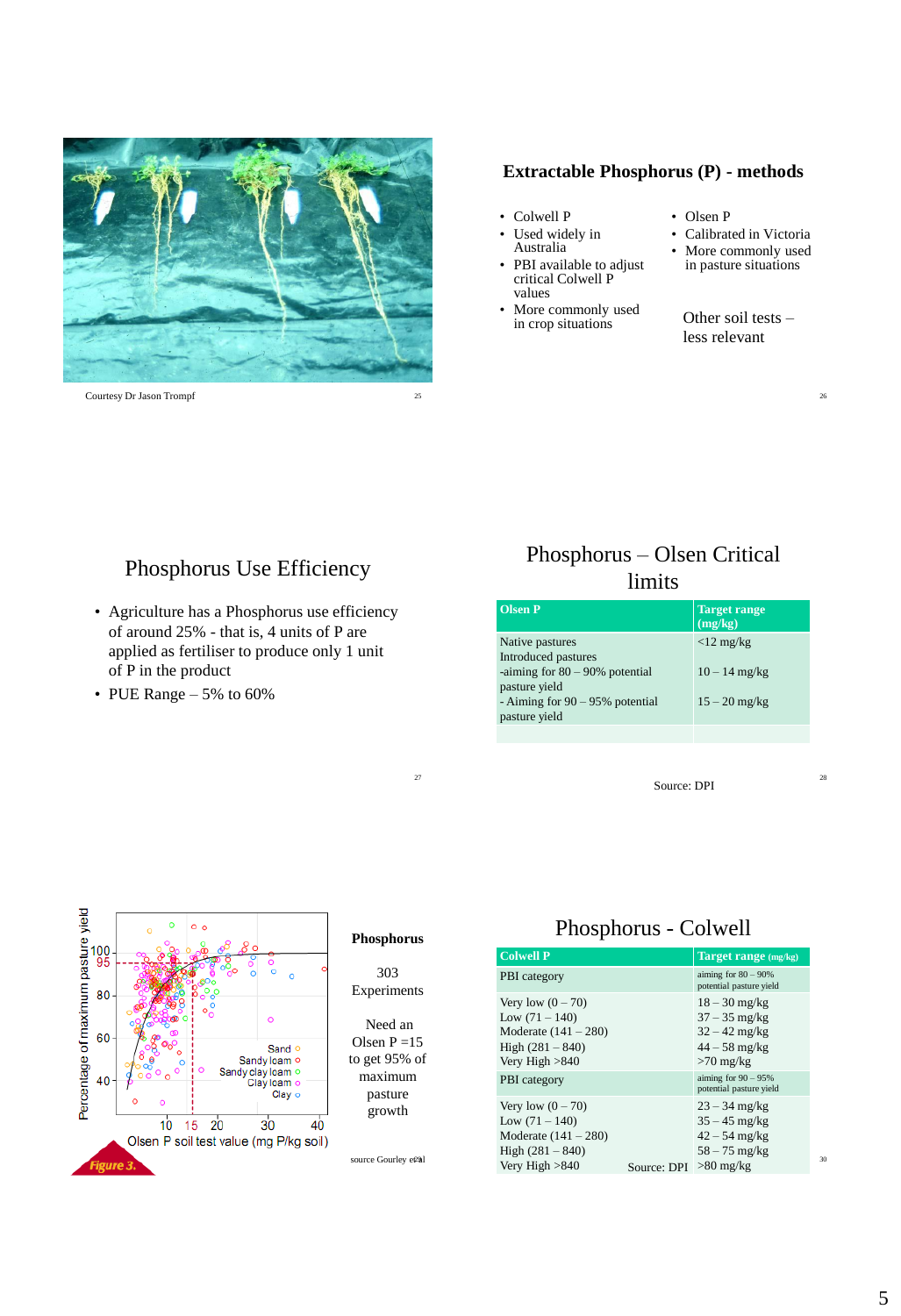Courtesy Dr Jason Trompf

## Extractable Phosphorus (P) - methods

- Colwell P
- Used widely in Australia
- PBI available to adjust critical Colwell P values
- More commonly used in crop situations

- Olsen P
- Calibrated in Victoria
- More commonly used in pasture situations

Other soil tests – less relevant

## Phosphorus Use Efficiency

- Agriculture has a Phosphorus use efficiency of around 25% - that is, 4 units of P are applied as fertiliser to produce only 1 unit of P in the product
- PUE Range – 5% to 60%

## Phosphorus – Olsen Critical limits

| Olsen P | Target range (mg/kg) |
|---|---|
| Native pastures | <12 mg/kg |
| Introduced pastures<br>-aiming for 80 – 90% potential pasture yield | 10 – 14 mg/kg |
| - Aiming for 90 – 95% potential pasture yield | 15 – 20 mg/kg |

Source: DPI

Percentage of maximum pasture yield vs Olsen P soil test value (mg P/kg soil) — Sand, Sandy loam, Sandy clay loam, Clay loam, Clay

Figure 3.

**Phosphorus**

303 Experiments

Need an Olsen P =15 to get 95% of maximum pasture growth

source Gourley et al

## Phosphorus - Colwell

| Colwell P | Target range (mg/kg) |
|---|---|
| PBI category | aiming for 80 – 90% potential pasture yield |
| Very low (0 – 70) | 18 – 30 mg/kg |
| Low (71 – 140) | 37 – 35 mg/kg |
| Moderate (141 – 280) | 32 – 42 mg/kg |
| High (281 – 840) | 44 – 58 mg/kg |
| Very High >840 | >70 mg/kg |
| PBI category | aiming for 90 – 95% potential pasture yield |
| Very low (0 – 70) | 23 – 34 mg/kg |
| Low (71 – 140) | 35 – 45 mg/kg |
| Moderate (141 – 280) | 42 – 54 mg/kg |
| High (281 – 840) | 58 – 75 mg/kg |
| Very High >840 | >80 mg/kg |

Source: DPI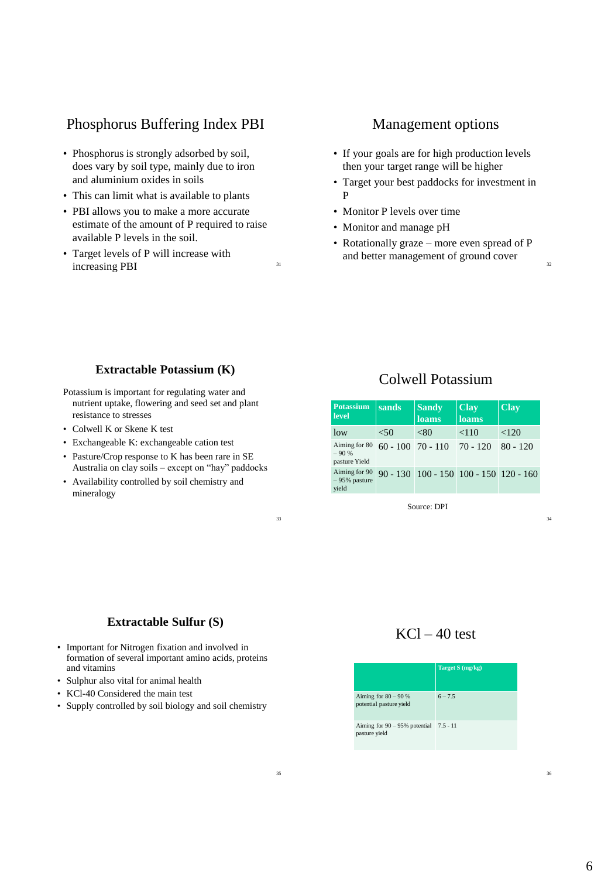## Phosphorus Buffering Index PBI

- Phosphorus is strongly adsorbed by soil, does vary by soil type, mainly due to iron and aluminium oxides in soils
- This can limit what is available to plants
- PBI allows you to make a more accurate estimate of the amount of P required to raise available P levels in the soil.
- Target levels of P will increase with increasing PBI

## Management options

- If your goals are for high production levels then your target range will be higher
- Target your best paddocks for investment in P
- Monitor P levels over time
- Monitor and manage pH
- Rotationally graze – more even spread of P and better management of ground cover

## Extractable Potassium (K)

Potassium is important for regulating water and nutrient uptake, flowering and seed set and plant resistance to stresses

- Colwell K or Skene K test
- Exchangeable K: exchangeable cation test
- Pasture/Crop response to K has been rare in SE Australia on clay soils – except on "hay" paddocks
- Availability controlled by soil chemistry and mineralogy

## Colwell Potassium

| Potassium level | sands | Sandy loams | Clay loams | Clay |
|---|---|---|---|---|
| low | <50 | <80 | <110 | <120 |
| Aiming for 80 – 90 % pasture Yield | 60 - 100 | 70 - 110 | 70 - 120 | 80 - 120 |
| Aiming for 90 – 95% pasture yield | 90 - 130 | 100 - 150 | 100 - 150 | 120 - 160 |

Source: DPI

## Extractable Sulfur (S)

- Important for Nitrogen fixation and involved in formation of several important amino acids, proteins and vitamins
- Sulphur also vital for animal health
- KCl-40 Considered the main test
- Supply controlled by soil biology and soil chemistry

## KCl – 40 test

| | Target S (mg/kg) |
|---|---|
| Aiming for 80 – 90 % potential pasture yield | 6 – 7.5 |
| Aiming for 90 – 95% potential pasture yield | 7.5 - 11 |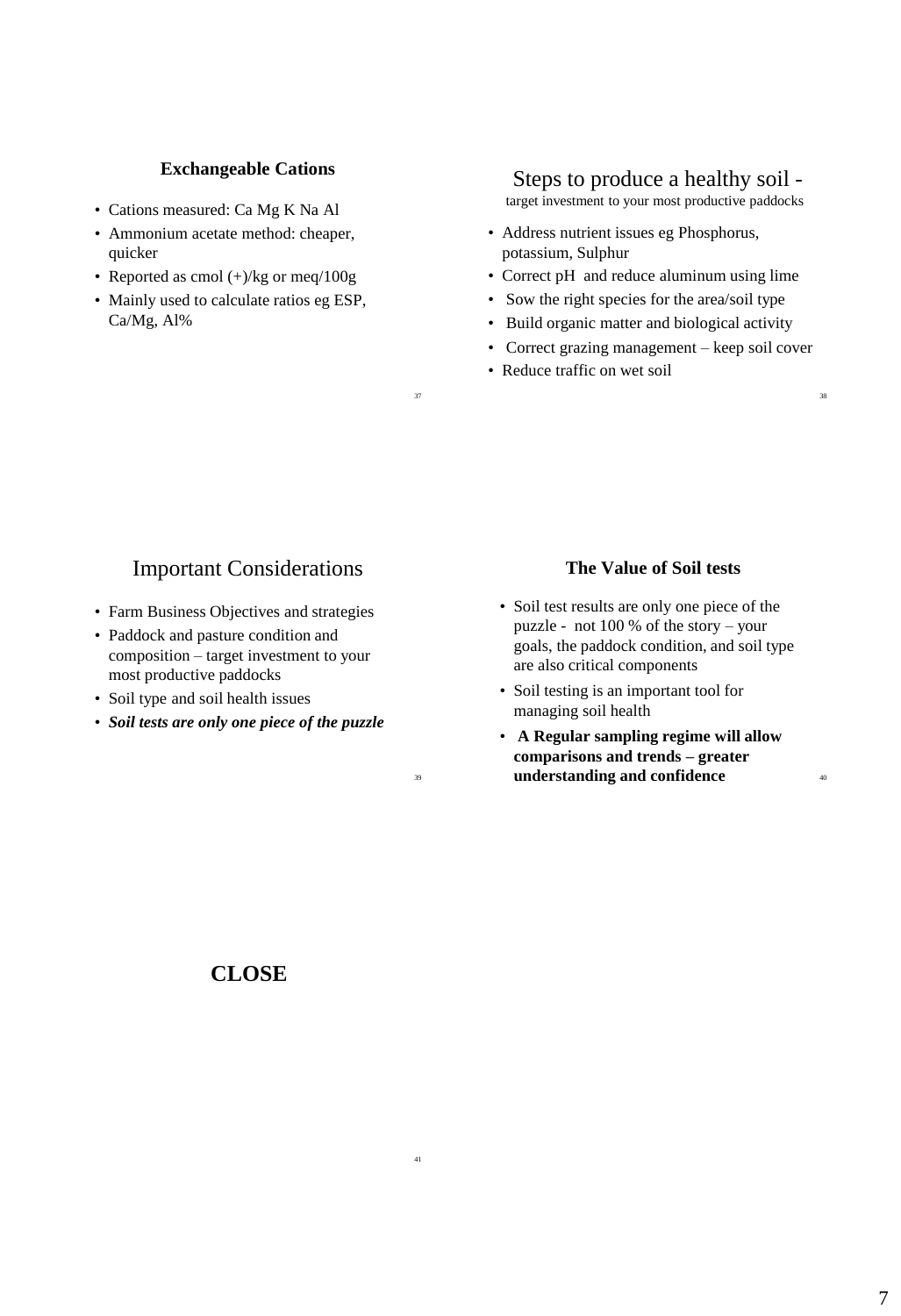### Exchangeable Cations

- Cations measured: Ca Mg K Na Al
- Ammonium acetate method: cheaper, quicker
- Reported as cmol (+)/kg or meq/100g
- Mainly used to calculate ratios eg ESP, Ca/Mg, Al%

## Steps to produce a healthy soil - 

target investment to your most productive paddocks

- Address nutrient issues eg Phosphorus, potassium, Sulphur
- Correct pH and reduce aluminum using lime
- Sow the right species for the area/soil type
- Build organic matter and biological activity
- Correct grazing management – keep soil cover
- Reduce traffic on wet soil

## Important Considerations

- Farm Business Objectives and strategies
- Paddock and pasture condition and composition – target investment to your most productive paddocks
- Soil type and soil health issues
- ***Soil tests are only one piece of the puzzle***

### The Value of Soil tests

- Soil test results are only one piece of the puzzle - not 100 % of the story – your goals, the paddock condition, and soil type are also critical components
- Soil testing is an important tool for managing soil health
- **A Regular sampling regime will allow comparisons and trends – greater understanding and confidence**

## CLOSE